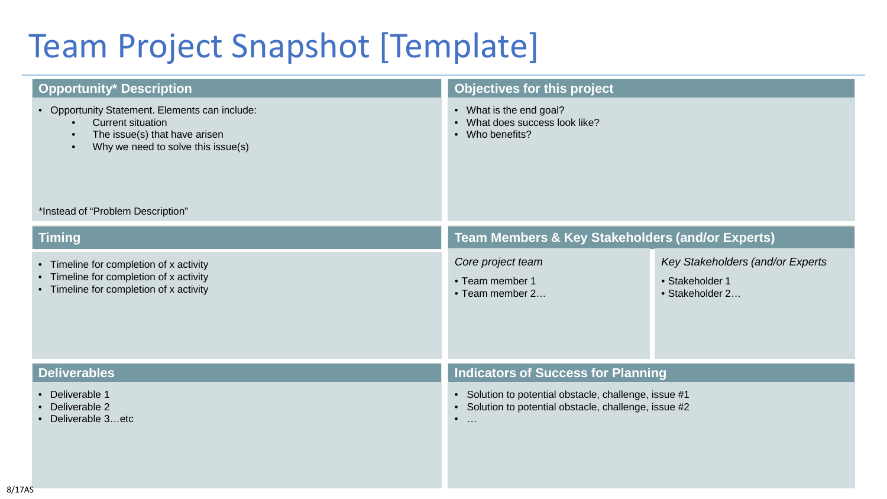# Team Project Snapshot [Template]

## Opportunity* Description

- Opportunity Statement. Elements can include:
    - Current situation
    - The issue(s) that have arisen
    - Why we need to solve this issue(s)

*Instead of "Problem Description"

## Objectives for this project

- What is the end goal?
- What does success look like?
- Who benefits?

## Timing

- Timeline for completion of x activity
- Timeline for completion of x activity
- Timeline for completion of x activity

## Team Members & Key Stakeholders (and/or Experts)

*Core project team*

- Team member 1
- Team member 2…

*Key Stakeholders (and/or Experts*

- Stakeholder 1
- Stakeholder 2…

## Deliverables

- Deliverable 1
- Deliverable 2
- Deliverable 3…etc

## Indicators of Success for Planning

- Solution to potential obstacle, challenge, issue #1
- Solution to potential obstacle, challenge, issue #2
- …

8/17AS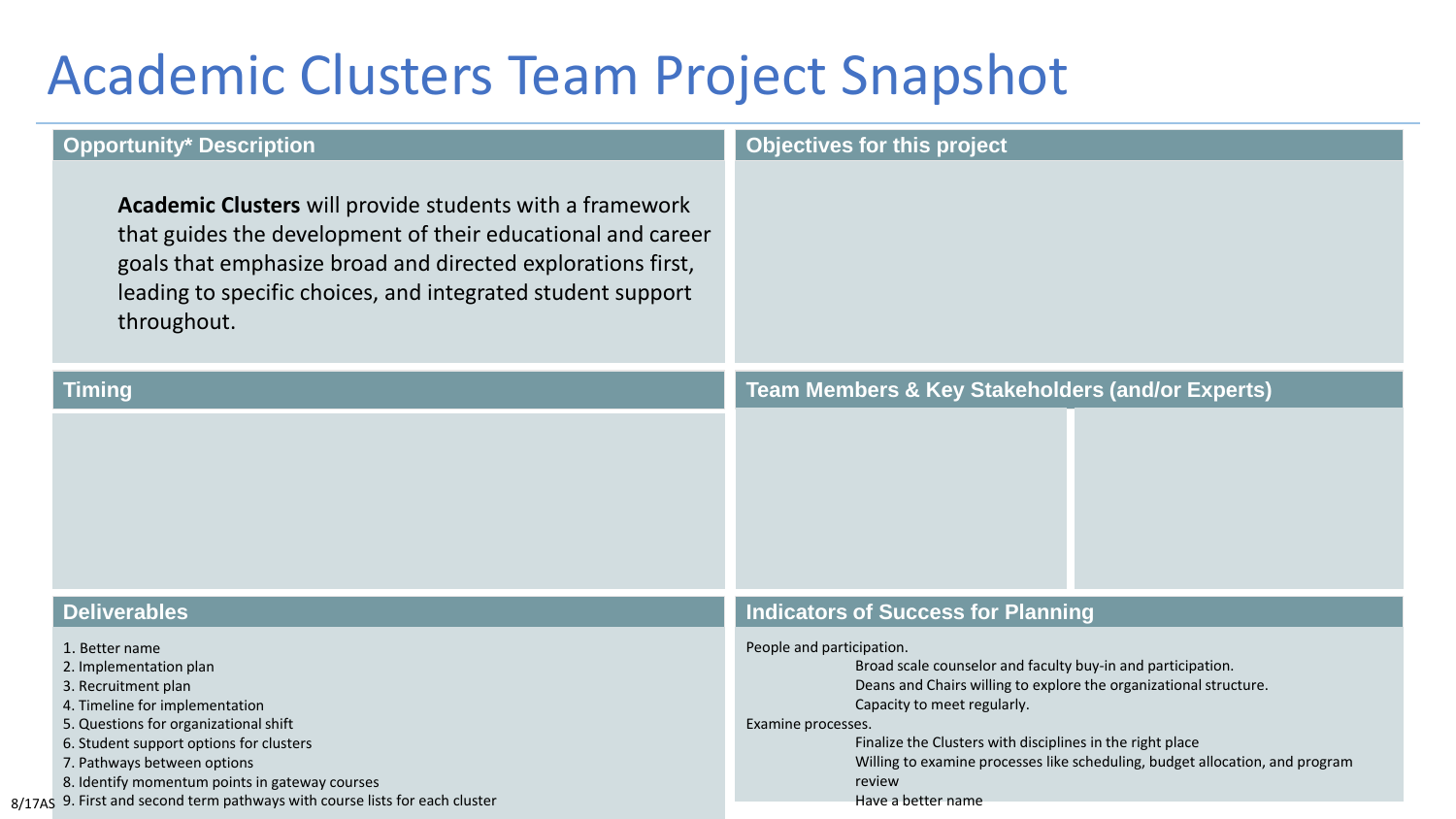# Academic Clusters Team Project Snapshot

## Opportunity* Description

**Academic Clusters** will provide students with a framework that guides the development of their educational and career goals that emphasize broad and directed explorations first, leading to specific choices, and integrated student support throughout.

## Objectives for this project

## Timing

## Team Members & Key Stakeholders (and/or Experts)

## Deliverables

1. Better name
2. Implementation plan
3. Recruitment plan
4. Timeline for implementation
5. Questions for organizational shift
6. Student support options for clusters
7. Pathways between options
8. Identify momentum points in gateway courses
9. First and second term pathways with course lists for each cluster

## Indicators of Success for Planning

People and participation.

- Broad scale counselor and faculty buy-in and participation.
- Deans and Chairs willing to explore the organizational structure.
- Capacity to meet regularly.

Examine processes.

- Finalize the Clusters with disciplines in the right place
- Willing to examine processes like scheduling, budget allocation, and program review
- Have a better name

8/17AS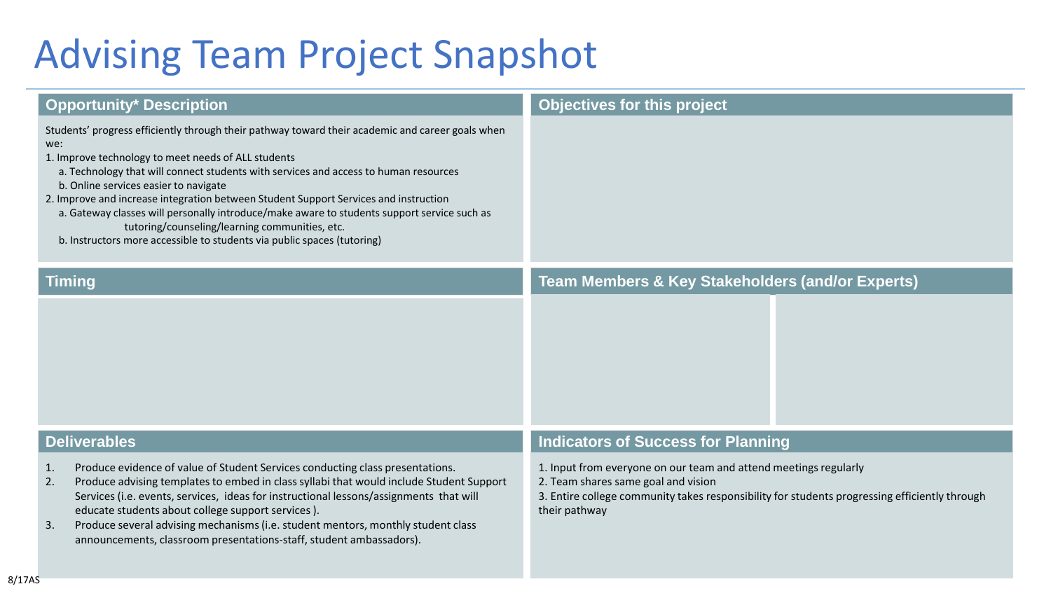# Advising Team Project Snapshot

## Opportunity* Description

Students' progress efficiently through their pathway toward their academic and career goals when we:

1. Improve technology to meet needs of ALL students
   a. Technology that will connect students with services and access to human resources
   b. Online services easier to navigate
2. Improve and increase integration between Student Support Services and instruction
   a. Gateway classes will personally introduce/make aware to students support service such as tutoring/counseling/learning communities, etc.
   b. Instructors more accessible to students via public spaces (tutoring)

## Objectives for this project

## Timing

## Team Members & Key Stakeholders (and/or Experts)

## Deliverables

1. Produce evidence of value of Student Services conducting class presentations.
2. Produce advising templates to embed in class syllabi that would include Student Support Services (i.e. events, services, ideas for instructional lessons/assignments that will educate students about college support services ).
3. Produce several advising mechanisms (i.e. student mentors, monthly student class announcements, classroom presentations-staff, student ambassadors).

## Indicators of Success for Planning

1. Input from everyone on our team and attend meetings regularly
2. Team shares same goal and vision
3. Entire college community takes responsibility for students progressing efficiently through their pathway

8/17AS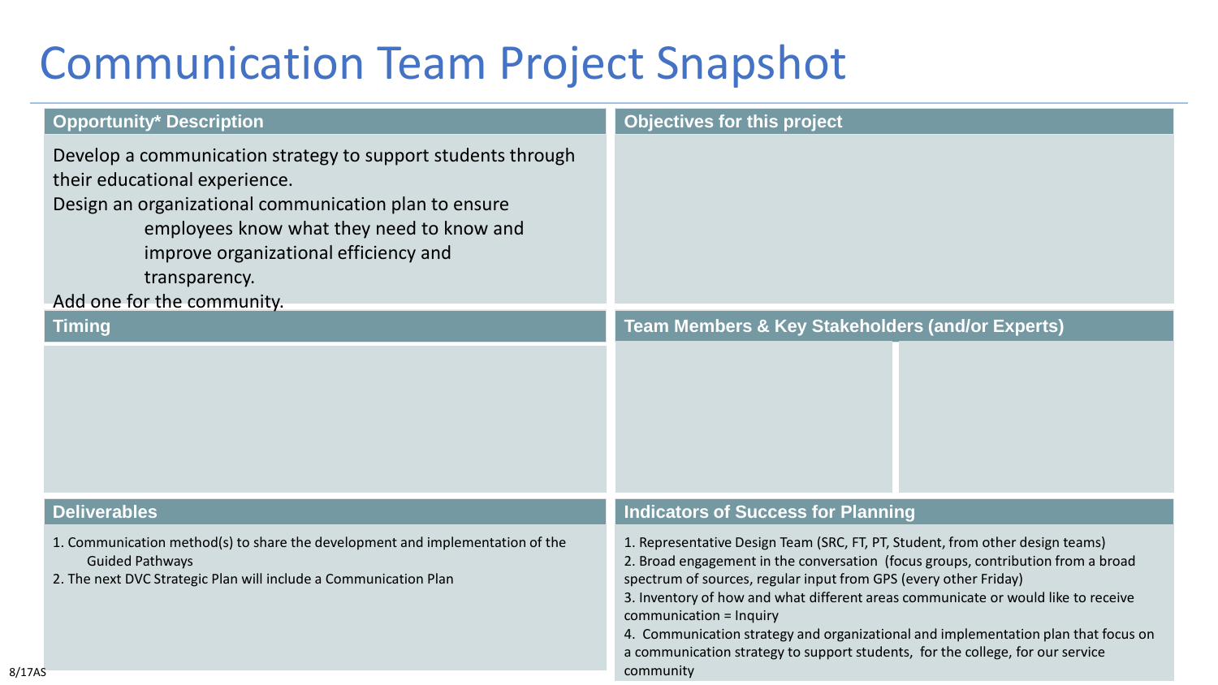# Communication Team Project Snapshot

## Opportunity* Description

Develop a communication strategy to support students through their educational experience.

Design an organizational communication plan to ensure employees know what they need to know and improve organizational efficiency and transparency.

Add one for the community.

## Objectives for this project

## Timing

## Team Members & Key Stakeholders (and/or Experts)

## Deliverables

1. Communication method(s) to share the development and implementation of the Guided Pathways
2. The next DVC Strategic Plan will include a Communication Plan

## Indicators of Success for Planning

1. Representative Design Team (SRC, FT, PT, Student, from other design teams)
2. Broad engagement in the conversation (focus groups, contribution from a broad spectrum of sources, regular input from GPS (every other Friday)
3. Inventory of how and what different areas communicate or would like to receive communication = Inquiry
4. Communication strategy and organizational and implementation plan that focus on a communication strategy to support students, for the college, for our service community

8/17AS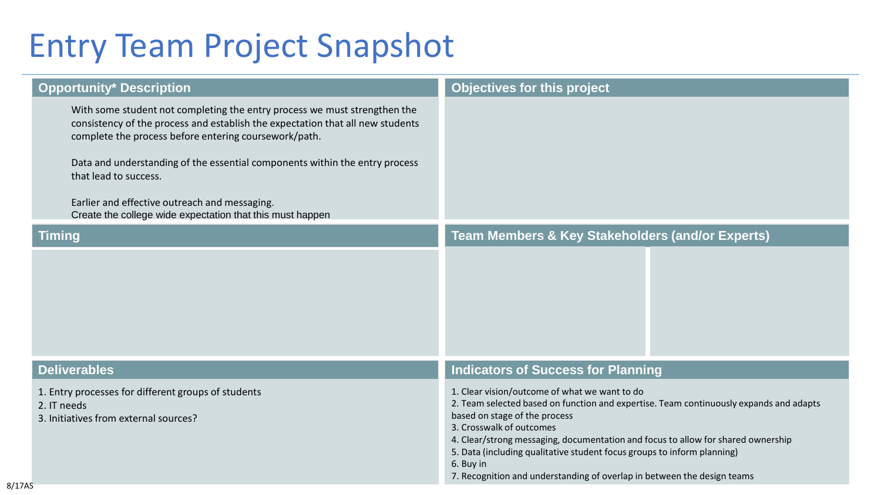# Entry Team Project Snapshot

## Opportunity* Description

With some student not completing the entry process we must strengthen the consistency of the process and establish the expectation that all new students complete the process before entering coursework/path.

Data and understanding of the essential components within the entry process that lead to success.

Earlier and effective outreach and messaging.
Create the college wide expectation that this must happen

## Objectives for this project

## Timing

## Team Members & Key Stakeholders (and/or Experts)

## Deliverables

1. Entry processes for different groups of students
2. IT needs
3. Initiatives from external sources?

## Indicators of Success for Planning

1. Clear vision/outcome of what we want to do
2. Team selected based on function and expertise. Team continuously expands and adapts based on stage of the process
3. Crosswalk of outcomes
4. Clear/strong messaging, documentation and focus to allow for shared ownership
5. Data (including qualitative student focus groups to inform planning)
6. Buy in
7. Recognition and understanding of overlap in between the design teams

8/17AS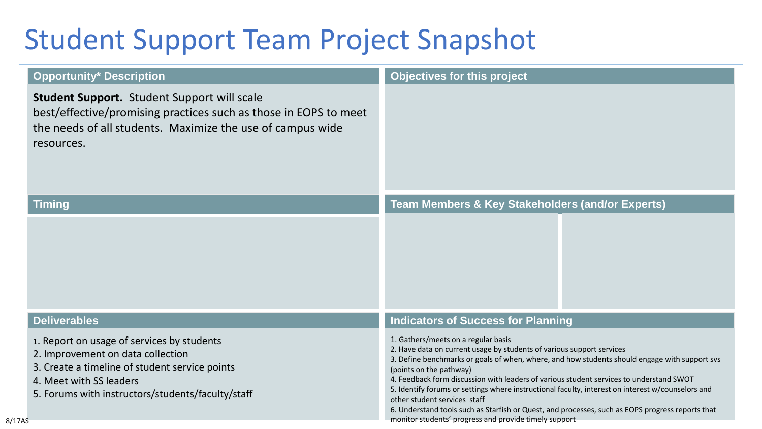# Student Support Team Project Snapshot

## Opportunity* Description

**Student Support.** Student Support will scale best/effective/promising practices such as those in EOPS to meet the needs of all students. Maximize the use of campus wide resources.

## Objectives for this project

## Timing

## Team Members & Key Stakeholders (and/or Experts)

## Deliverables

1. Report on usage of services by students
2. Improvement on data collection
3. Create a timeline of student service points
4. Meet with SS leaders
5. Forums with instructors/students/faculty/staff

## Indicators of Success for Planning

1. Gathers/meets on a regular basis
2. Have data on current usage by students of various support services
3. Define benchmarks or goals of when, where, and how students should engage with support svs (points on the pathway)
4. Feedback form discussion with leaders of various student services to understand SWOT
5. Identify forums or settings where instructional faculty, interest on interest w/counselors and other student services staff
6. Understand tools such as Starfish or Quest, and processes, such as EOPS progress reports that monitor students' progress and provide timely support

8/17AS